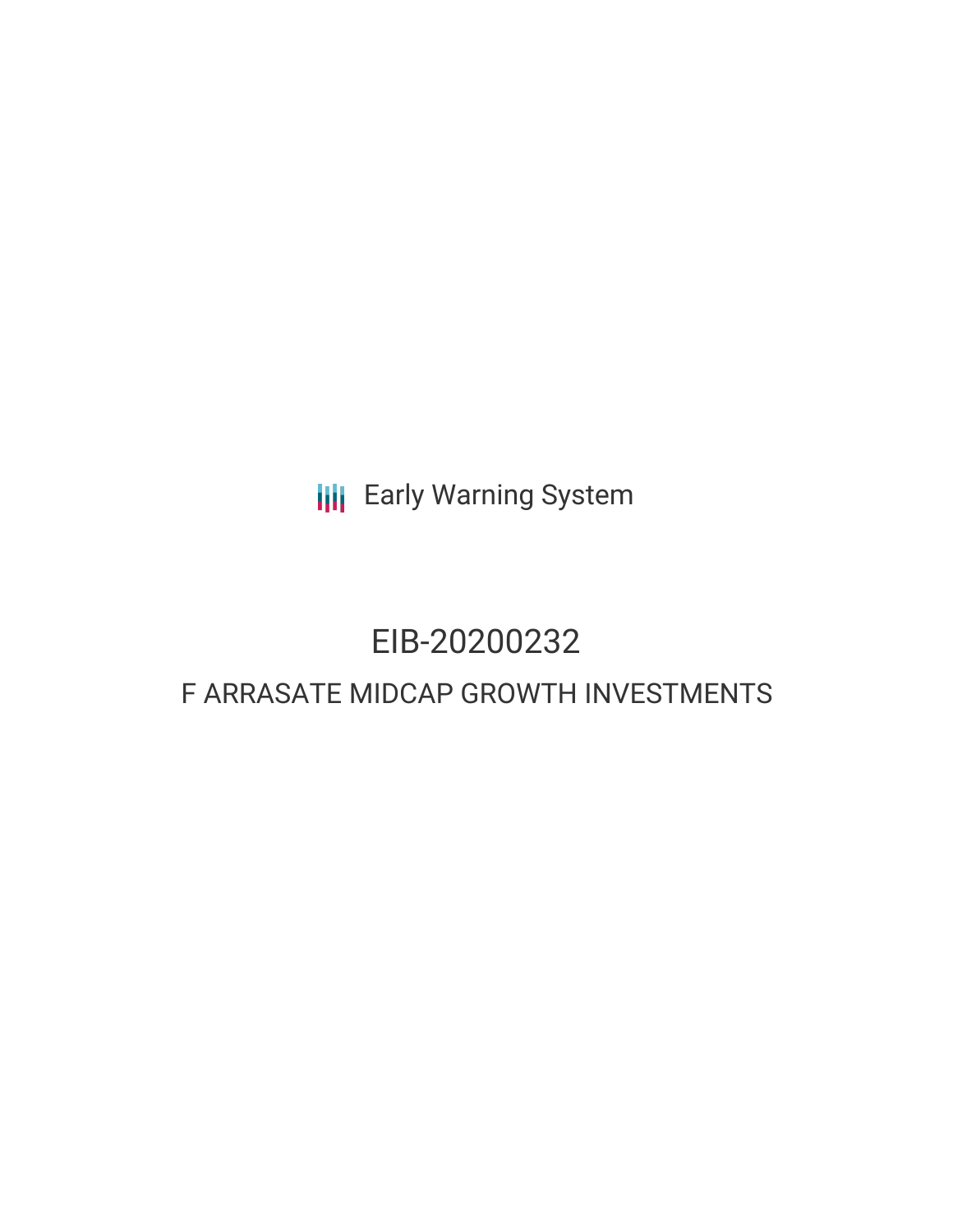Early Warning System

# EIB-20200232

## F ARRASATE MIDCAP GROWTH INVESTMENTS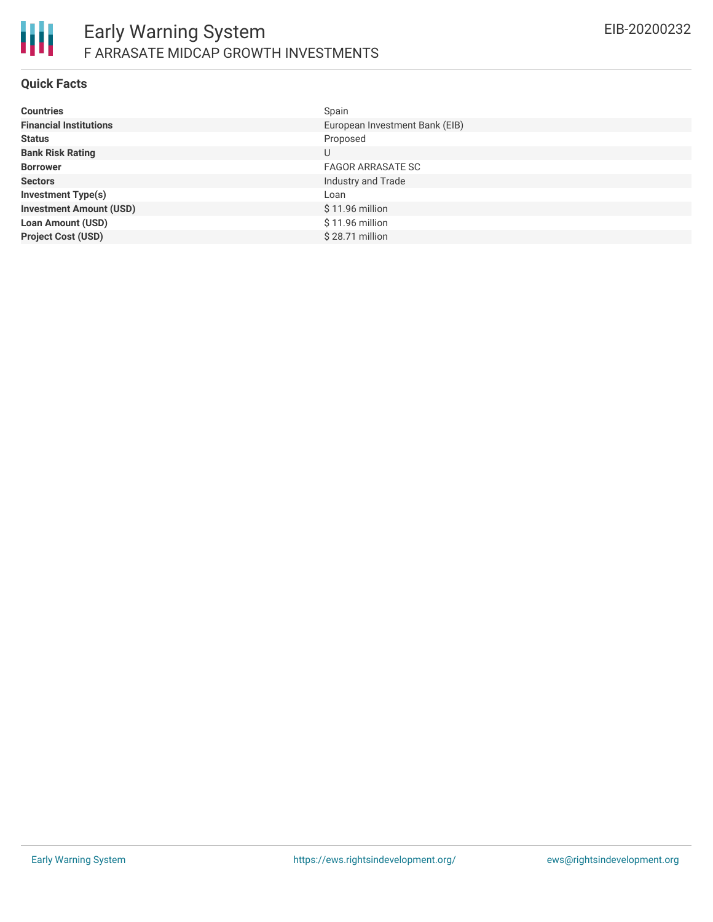## Quick Facts

| | |
|---|---|
| **Countries** | Spain |
| **Financial Institutions** | European Investment Bank (EIB) |
| **Status** | Proposed |
| **Bank Risk Rating** | U |
| **Borrower** | FAGOR ARRASATE SC |
| **Sectors** | Industry and Trade |
| **Investment Type(s)** | Loan |
| **Investment Amount (USD)** | $ 11.96 million |
| **Loan Amount (USD)** | $ 11.96 million |
| **Project Cost (USD)** | $ 28.71 million |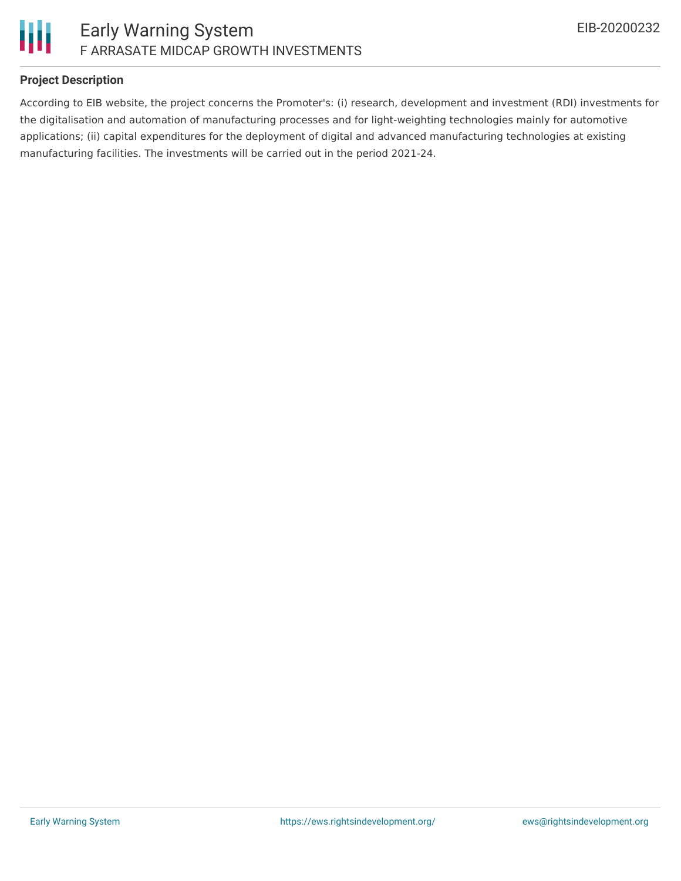## Project Description

According to EIB website, the project concerns the Promoter's: (i) research, development and investment (RDI) investments for the digitalisation and automation of manufacturing processes and for light-weighting technologies mainly for automotive applications; (ii) capital expenditures for the deployment of digital and advanced manufacturing technologies at existing manufacturing facilities. The investments will be carried out in the period 2021-24.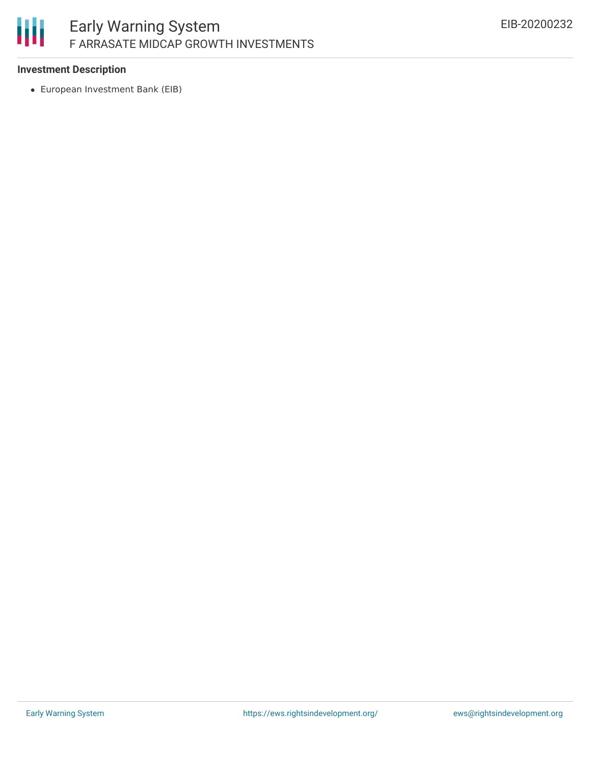### Investment Description

- European Investment Bank (EIB)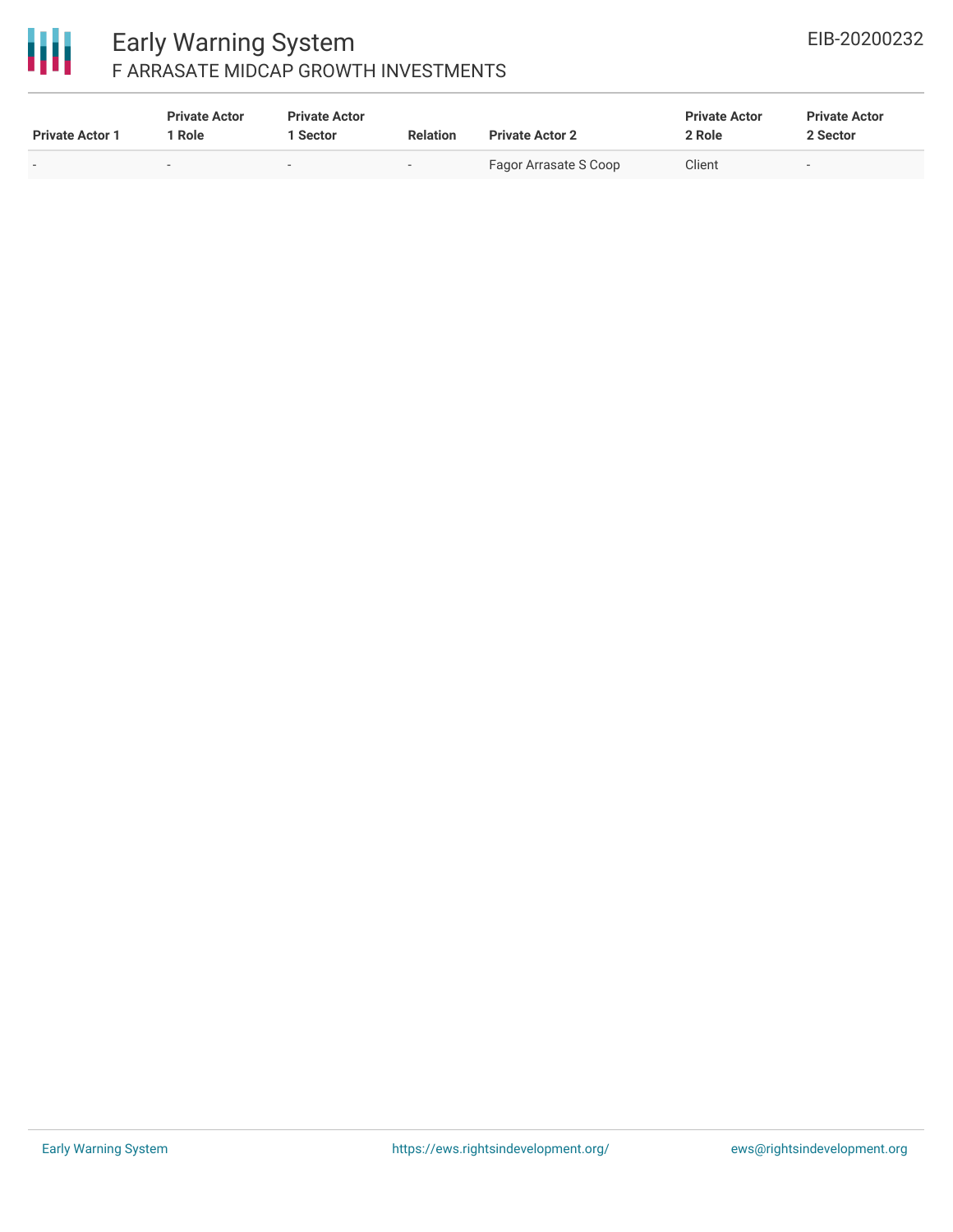| Private Actor 1 | Private Actor 1 Role | Private Actor 1 Sector | Relation | Private Actor 2 | Private Actor 2 Role | Private Actor 2 Sector |
| --- | --- | --- | --- | --- | --- | --- |
| - | - | - | - | Fagor Arrasate S Coop | Client | - |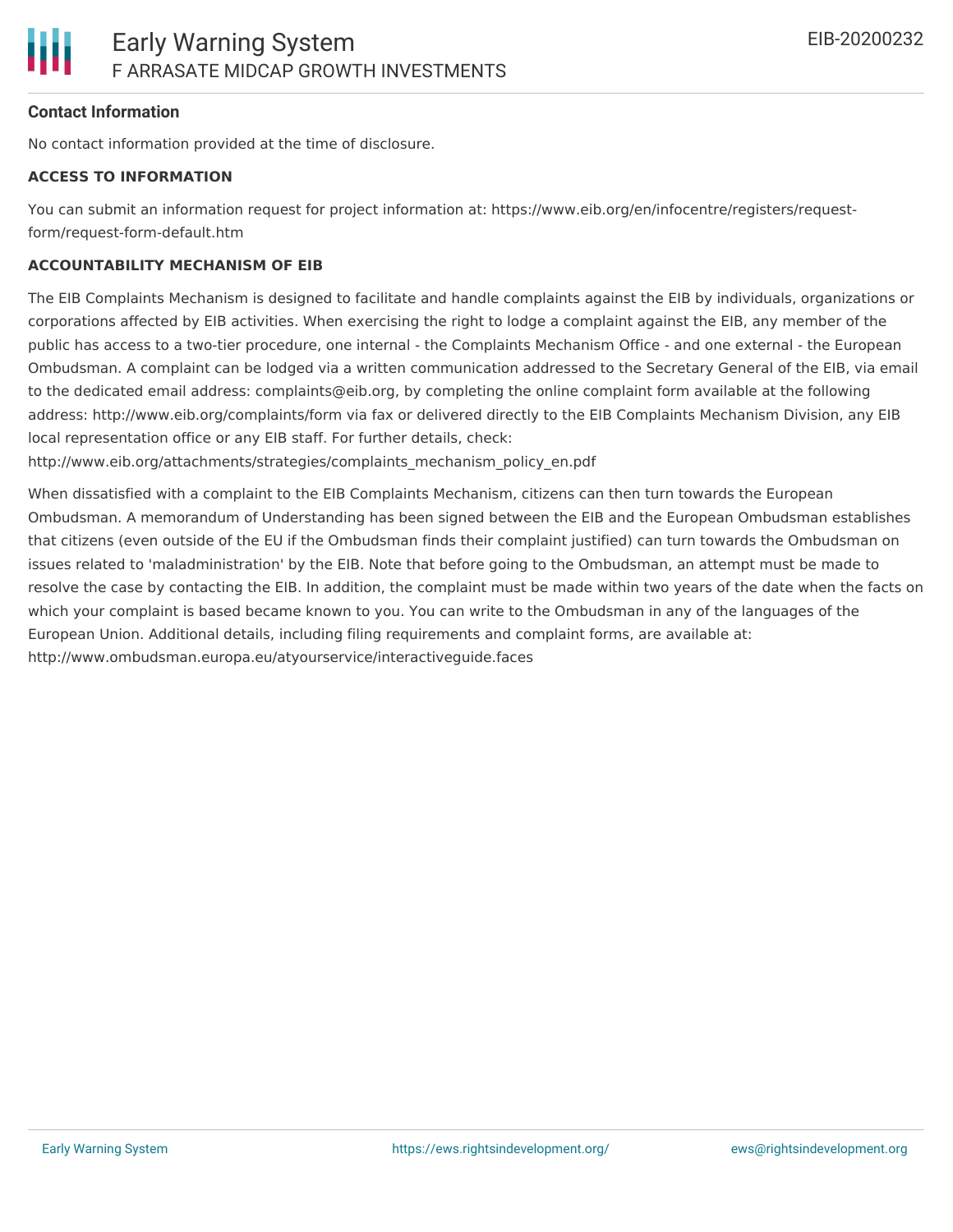**Contact Information**

No contact information provided at the time of disclosure.

**ACCESS TO INFORMATION**

You can submit an information request for project information at: https://www.eib.org/en/infocentre/registers/request-form/request-form-default.htm

**ACCOUNTABILITY MECHANISM OF EIB**

The EIB Complaints Mechanism is designed to facilitate and handle complaints against the EIB by individuals, organizations or corporations affected by EIB activities. When exercising the right to lodge a complaint against the EIB, any member of the public has access to a two-tier procedure, one internal - the Complaints Mechanism Office - and one external - the European Ombudsman. A complaint can be lodged via a written communication addressed to the Secretary General of the EIB, via email to the dedicated email address: complaints@eib.org, by completing the online complaint form available at the following address: http://www.eib.org/complaints/form via fax or delivered directly to the EIB Complaints Mechanism Division, any EIB local representation office or any EIB staff. For further details, check: http://www.eib.org/attachments/strategies/complaints_mechanism_policy_en.pdf

When dissatisfied with a complaint to the EIB Complaints Mechanism, citizens can then turn towards the European Ombudsman. A memorandum of Understanding has been signed between the EIB and the European Ombudsman establishes that citizens (even outside of the EU if the Ombudsman finds their complaint justified) can turn towards the Ombudsman on issues related to 'maladministration' by the EIB. Note that before going to the Ombudsman, an attempt must be made to resolve the case by contacting the EIB. In addition, the complaint must be made within two years of the date when the facts on which your complaint is based became known to you. You can write to the Ombudsman in any of the languages of the European Union. Additional details, including filing requirements and complaint forms, are available at: http://www.ombudsman.europa.eu/atyourservice/interactiveguide.faces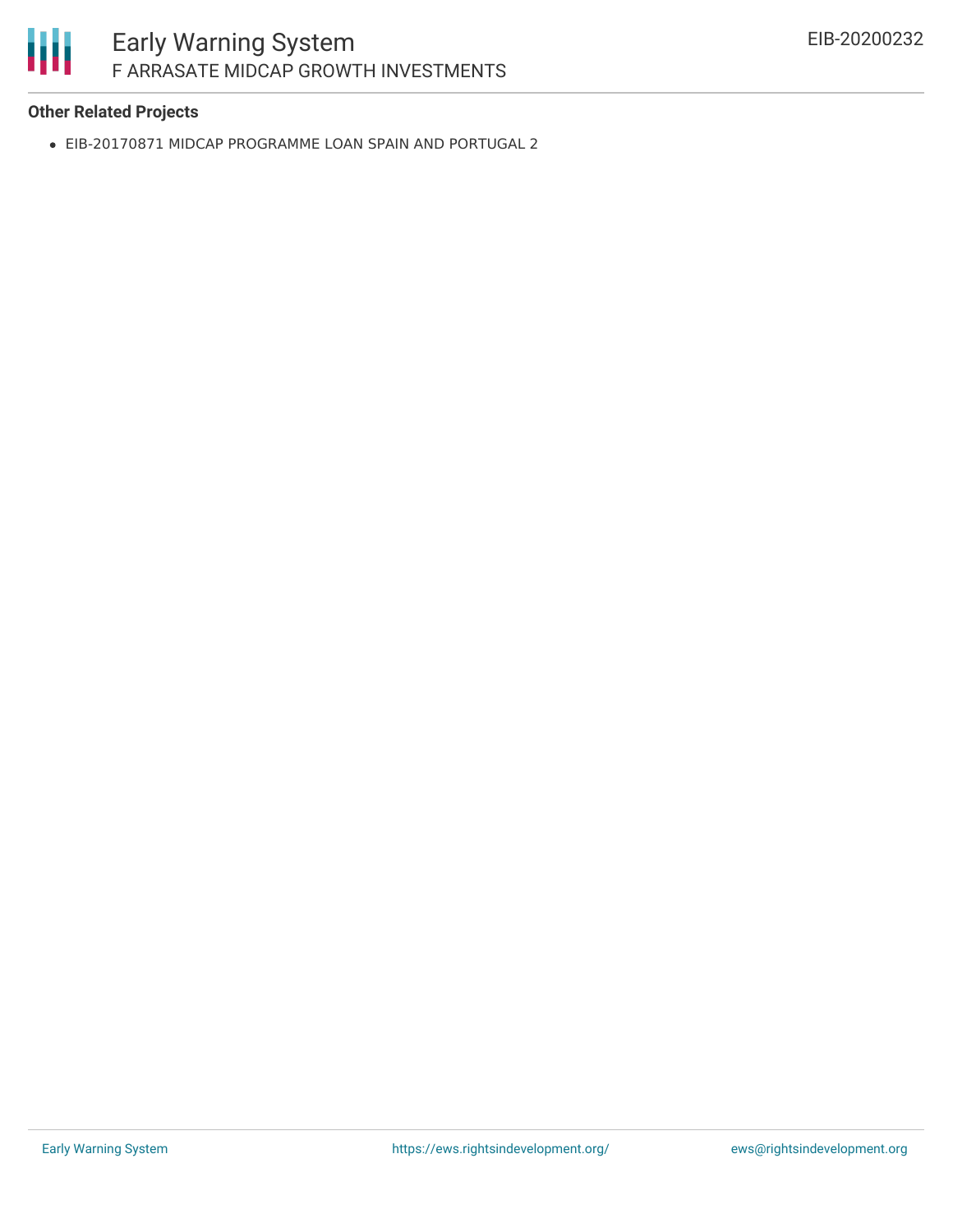**Other Related Projects**

- EIB-20170871 MIDCAP PROGRAMME LOAN SPAIN AND PORTUGAL 2